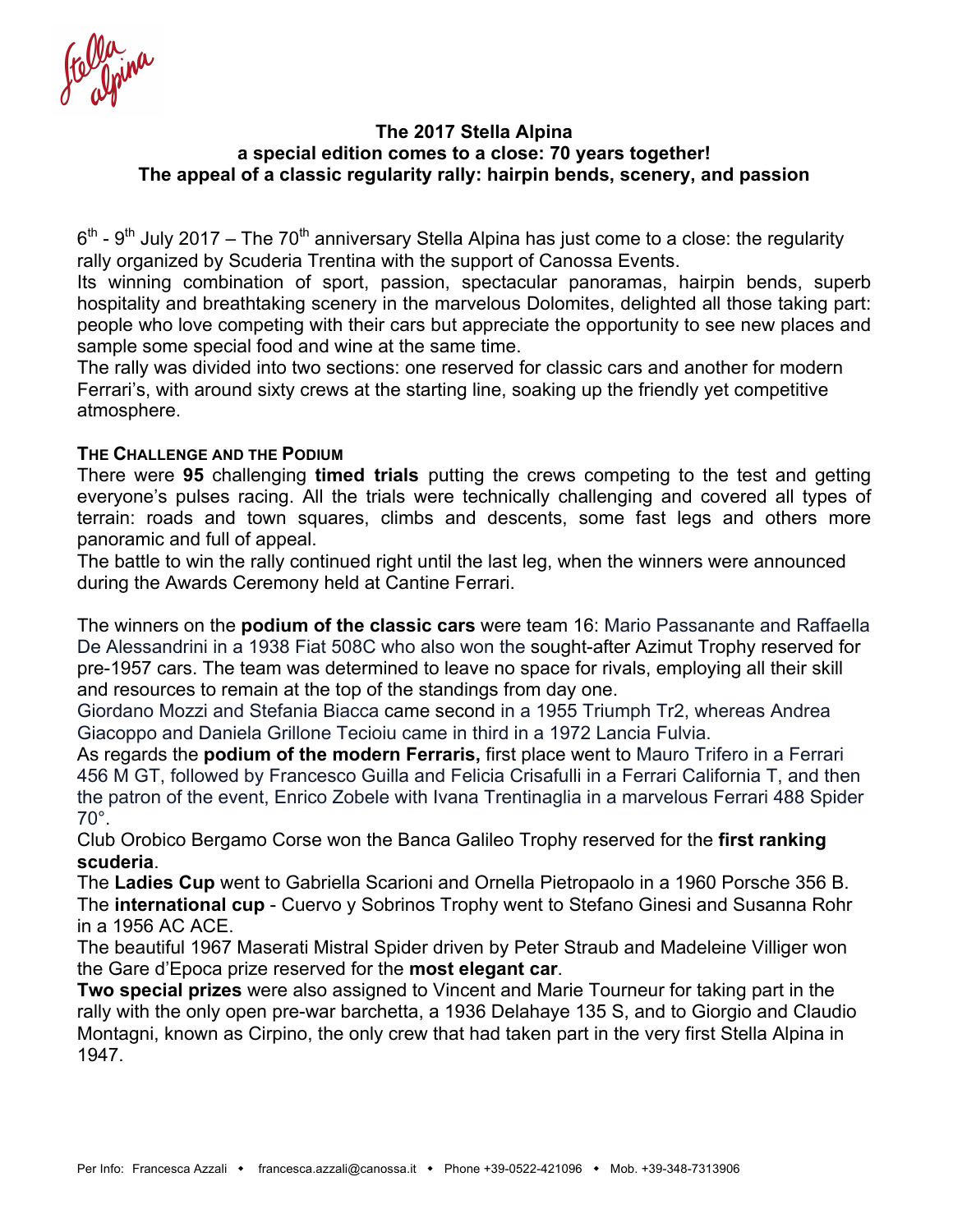**The 2017 Stella Alpina**
**a special edition comes to a close: 70 years together!**
**The appeal of a classic regularity rally: hairpin bends, scenery, and passion**

6th - 9th July 2017 – The 70th anniversary Stella Alpina has just come to a close: the regularity rally organized by Scuderia Trentina with the support of Canossa Events.

Its winning combination of sport, passion, spectacular panoramas, hairpin bends, superb hospitality and breathtaking scenery in the marvelous Dolomites, delighted all those taking part: people who love competing with their cars but appreciate the opportunity to see new places and sample some special food and wine at the same time.

The rally was divided into two sections: one reserved for classic cars and another for modern Ferrari's, with around sixty crews at the starting line, soaking up the friendly yet competitive atmosphere.

## THE CHALLENGE AND THE PODIUM

There were **95** challenging **timed trials** putting the crews competing to the test and getting everyone's pulses racing. All the trials were technically challenging and covered all types of terrain: roads and town squares, climbs and descents, some fast legs and others more panoramic and full of appeal.

The battle to win the rally continued right until the last leg, when the winners were announced during the Awards Ceremony held at Cantine Ferrari.

The winners on the **podium of the classic cars** were team 16: Mario Passanante and Raffaella De Alessandrini in a 1938 Fiat 508C who also won the sought-after Azimut Trophy reserved for pre-1957 cars. The team was determined to leave no space for rivals, employing all their skill and resources to remain at the top of the standings from day one.

Giordano Mozzi and Stefania Biacca came second in a 1955 Triumph Tr2, whereas Andrea Giacoppo and Daniela Grillone Tecioiu came in third in a 1972 Lancia Fulvia.

As regards the **podium of the modern Ferraris,** first place went to Mauro Trifero in a Ferrari 456 M GT, followed by Francesco Guilla and Felicia Crisafulli in a Ferrari California T, and then the patron of the event, Enrico Zobele with Ivana Trentinaglia in a marvelous Ferrari 488 Spider 70°.

Club Orobico Bergamo Corse won the Banca Galileo Trophy reserved for the **first ranking scuderia**.

The **Ladies Cup** went to Gabriella Scarioni and Ornella Pietropaolo in a 1960 Porsche 356 B.

The **international cup** - Cuervo y Sobrinos Trophy went to Stefano Ginesi and Susanna Rohr in a 1956 AC ACE.

The beautiful 1967 Maserati Mistral Spider driven by Peter Straub and Madeleine Villiger won the Gare d'Epoca prize reserved for the **most elegant car**.

**Two special prizes** were also assigned to Vincent and Marie Tourneur for taking part in the rally with the only open pre-war barchetta, a 1936 Delahaye 135 S, and to Giorgio and Claudio Montagni, known as Cirpino, the only crew that had taken part in the very first Stella Alpina in 1947.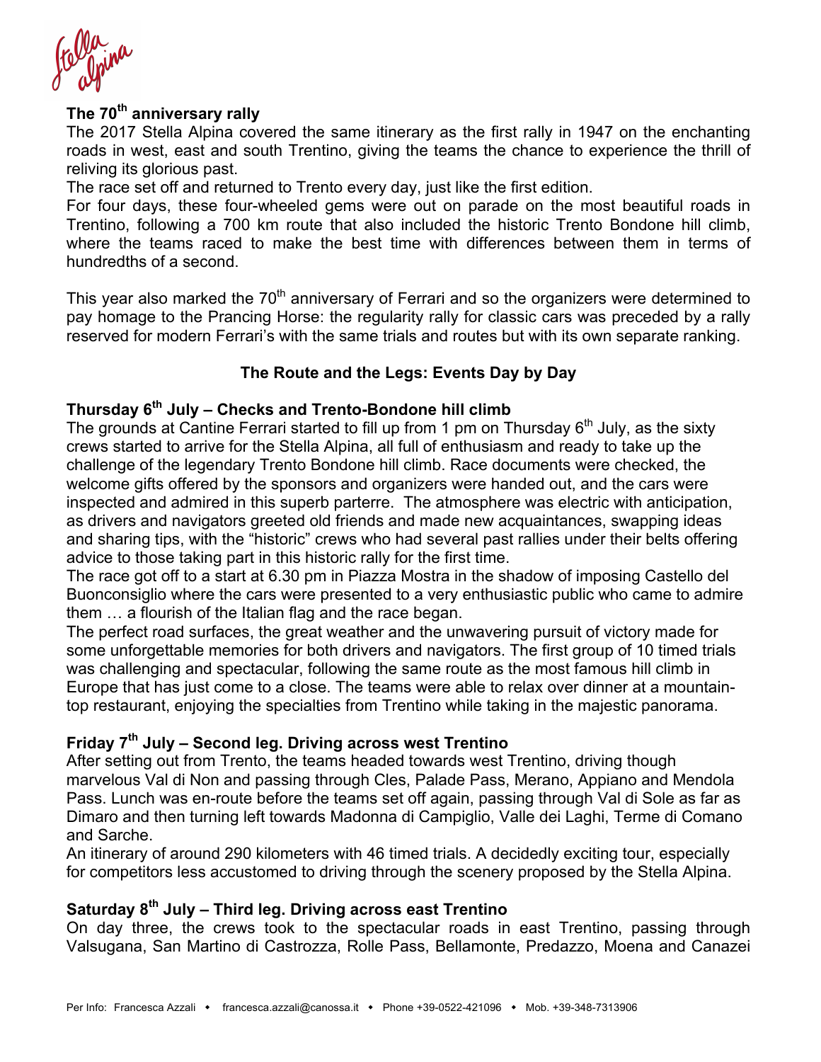## The 70th anniversary rally

The 2017 Stella Alpina covered the same itinerary as the first rally in 1947 on the enchanting roads in west, east and south Trentino, giving the teams the chance to experience the thrill of reliving its glorious past.

The race set off and returned to Trento every day, just like the first edition.

For four days, these four-wheeled gems were out on parade on the most beautiful roads in Trentino, following a 700 km route that also included the historic Trento Bondone hill climb, where the teams raced to make the best time with differences between them in terms of hundredths of a second.

This year also marked the 70th anniversary of Ferrari and so the organizers were determined to pay homage to the Prancing Horse: the regularity rally for classic cars was preceded by a rally reserved for modern Ferrari's with the same trials and routes but with its own separate ranking.

## The Route and the Legs: Events Day by Day

### Thursday 6th July – Checks and Trento-Bondone hill climb

The grounds at Cantine Ferrari started to fill up from 1 pm on Thursday 6th July, as the sixty crews started to arrive for the Stella Alpina, all full of enthusiasm and ready to take up the challenge of the legendary Trento Bondone hill climb. Race documents were checked, the welcome gifts offered by the sponsors and organizers were handed out, and the cars were inspected and admired in this superb parterre. The atmosphere was electric with anticipation, as drivers and navigators greeted old friends and made new acquaintances, swapping ideas and sharing tips, with the "historic" crews who had several past rallies under their belts offering advice to those taking part in this historic rally for the first time.

The race got off to a start at 6.30 pm in Piazza Mostra in the shadow of imposing Castello del Buonconsiglio where the cars were presented to a very enthusiastic public who came to admire them … a flourish of the Italian flag and the race began.

The perfect road surfaces, the great weather and the unwavering pursuit of victory made for some unforgettable memories for both drivers and navigators. The first group of 10 timed trials was challenging and spectacular, following the same route as the most famous hill climb in Europe that has just come to a close. The teams were able to relax over dinner at a mountain-top restaurant, enjoying the specialties from Trentino while taking in the majestic panorama.

### Friday 7th July – Second leg. Driving across west Trentino

After setting out from Trento, the teams headed towards west Trentino, driving though marvelous Val di Non and passing through Cles, Palade Pass, Merano, Appiano and Mendola Pass. Lunch was en-route before the teams set off again, passing through Val di Sole as far as Dimaro and then turning left towards Madonna di Campiglio, Valle dei Laghi, Terme di Comano and Sarche.

An itinerary of around 290 kilometers with 46 timed trials. A decidedly exciting tour, especially for competitors less accustomed to driving through the scenery proposed by the Stella Alpina.

### Saturday 8th July – Third leg. Driving across east Trentino

On day three, the crews took to the spectacular roads in east Trentino, passing through Valsugana, San Martino di Castrozza, Rolle Pass, Bellamonte, Predazzo, Moena and Canazei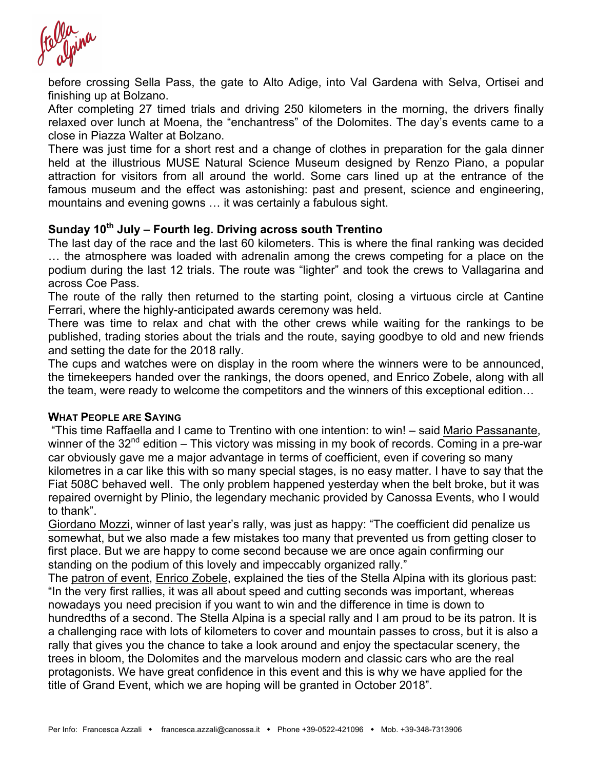before crossing Sella Pass, the gate to Alto Adige, into Val Gardena with Selva, Ortisei and finishing up at Bolzano.

After completing 27 timed trials and driving 250 kilometers in the morning, the drivers finally relaxed over lunch at Moena, the "enchantress" of the Dolomites. The day's events came to a close in Piazza Walter at Bolzano.

There was just time for a short rest and a change of clothes in preparation for the gala dinner held at the illustrious MUSE Natural Science Museum designed by Renzo Piano, a popular attraction for visitors from all around the world. Some cars lined up at the entrance of the famous museum and the effect was astonishing: past and present, science and engineering, mountains and evening gowns … it was certainly a fabulous sight.

**Sunday 10th July – Fourth leg. Driving across south Trentino**

The last day of the race and the last 60 kilometers. This is where the final ranking was decided … the atmosphere was loaded with adrenalin among the crews competing for a place on the podium during the last 12 trials. The route was "lighter" and took the crews to Vallagarina and across Coe Pass.

The route of the rally then returned to the starting point, closing a virtuous circle at Cantine Ferrari, where the highly-anticipated awards ceremony was held.

There was time to relax and chat with the other crews while waiting for the rankings to be published, trading stories about the trials and the route, saying goodbye to old and new friends and setting the date for the 2018 rally.

The cups and watches were on display in the room where the winners were to be announced, the timekeepers handed over the rankings, the doors opened, and Enrico Zobele, along with all the team, were ready to welcome the competitors and the winners of this exceptional edition…

**WHAT PEOPLE ARE SAYING**

"This time Raffaella and I came to Trentino with one intention: to win! – said Mario Passanante, winner of the 32nd edition – This victory was missing in my book of records. Coming in a pre-war car obviously gave me a major advantage in terms of coefficient, even if covering so many kilometres in a car like this with so many special stages, is no easy matter. I have to say that the Fiat 508C behaved well. The only problem happened yesterday when the belt broke, but it was repaired overnight by Plinio, the legendary mechanic provided by Canossa Events, who I would to thank".

Giordano Mozzi, winner of last year's rally, was just as happy: "The coefficient did penalize us somewhat, but we also made a few mistakes too many that prevented us from getting closer to first place. But we are happy to come second because we are once again confirming our standing on the podium of this lovely and impeccably organized rally."

The patron of event, Enrico Zobele, explained the ties of the Stella Alpina with its glorious past: "In the very first rallies, it was all about speed and cutting seconds was important, whereas nowadays you need precision if you want to win and the difference in time is down to hundredths of a second. The Stella Alpina is a special rally and I am proud to be its patron. It is a challenging race with lots of kilometers to cover and mountain passes to cross, but it is also a rally that gives you the chance to take a look around and enjoy the spectacular scenery, the trees in bloom, the Dolomites and the marvelous modern and classic cars who are the real protagonists. We have great confidence in this event and this is why we have applied for the title of Grand Event, which we are hoping will be granted in October 2018".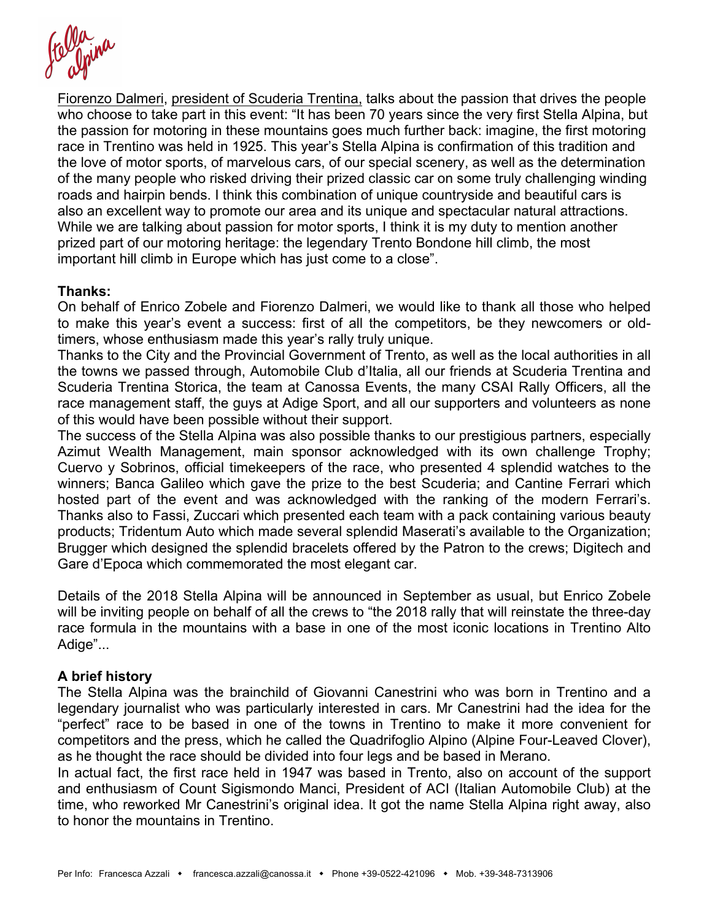Fiorenzo Dalmeri, president of Scuderia Trentina, talks about the passion that drives the people who choose to take part in this event: "It has been 70 years since the very first Stella Alpina, but the passion for motoring in these mountains goes much further back: imagine, the first motoring race in Trentino was held in 1925. This year's Stella Alpina is confirmation of this tradition and the love of motor sports, of marvelous cars, of our special scenery, as well as the determination of the many people who risked driving their prized classic car on some truly challenging winding roads and hairpin bends. I think this combination of unique countryside and beautiful cars is also an excellent way to promote our area and its unique and spectacular natural attractions. While we are talking about passion for motor sports, I think it is my duty to mention another prized part of our motoring heritage: the legendary Trento Bondone hill climb, the most important hill climb in Europe which has just come to a close".

**Thanks:**

On behalf of Enrico Zobele and Fiorenzo Dalmeri, we would like to thank all those who helped to make this year's event a success: first of all the competitors, be they newcomers or old-timers, whose enthusiasm made this year's rally truly unique.

Thanks to the City and the Provincial Government of Trento, as well as the local authorities in all the towns we passed through, Automobile Club d'Italia, all our friends at Scuderia Trentina and Scuderia Trentina Storica, the team at Canossa Events, the many CSAI Rally Officers, all the race management staff, the guys at Adige Sport, and all our supporters and volunteers as none of this would have been possible without their support.

The success of the Stella Alpina was also possible thanks to our prestigious partners, especially Azimut Wealth Management, main sponsor acknowledged with its own challenge Trophy; Cuervo y Sobrinos, official timekeepers of the race, who presented 4 splendid watches to the winners; Banca Galileo which gave the prize to the best Scuderia; and Cantine Ferrari which hosted part of the event and was acknowledged with the ranking of the modern Ferrari's. Thanks also to Fassi, Zuccari which presented each team with a pack containing various beauty products; Tridentum Auto which made several splendid Maserati's available to the Organization; Brugger which designed the splendid bracelets offered by the Patron to the crews; Digitech and Gare d'Epoca which commemorated the most elegant car.

Details of the 2018 Stella Alpina will be announced in September as usual, but Enrico Zobele will be inviting people on behalf of all the crews to "the 2018 rally that will reinstate the three-day race formula in the mountains with a base in one of the most iconic locations in Trentino Alto Adige"...

**A brief history**

The Stella Alpina was the brainchild of Giovanni Canestrini who was born in Trentino and a legendary journalist who was particularly interested in cars. Mr Canestrini had the idea for the "perfect" race to be based in one of the towns in Trentino to make it more convenient for competitors and the press, which he called the Quadrifoglio Alpino (Alpine Four-Leaved Clover), as he thought the race should be divided into four legs and be based in Merano.

In actual fact, the first race held in 1947 was based in Trento, also on account of the support and enthusiasm of Count Sigismondo Manci, President of ACI (Italian Automobile Club) at the time, who reworked Mr Canestrini's original idea. It got the name Stella Alpina right away, also to honor the mountains in Trentino.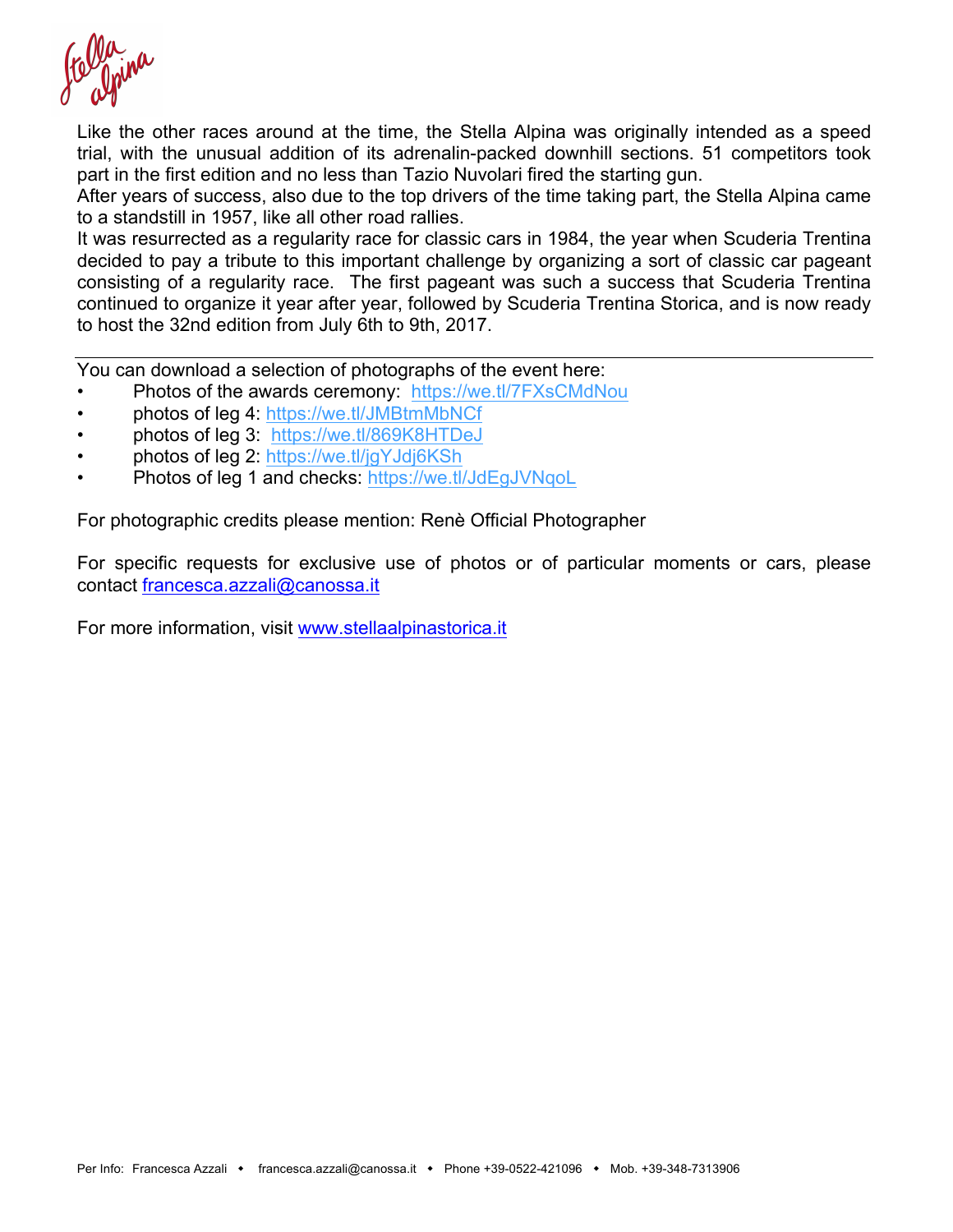Like the other races around at the time, the Stella Alpina was originally intended as a speed trial, with the unusual addition of its adrenalin-packed downhill sections. 51 competitors took part in the first edition and no less than Tazio Nuvolari fired the starting gun.
After years of success, also due to the top drivers of the time taking part, the Stella Alpina came to a standstill in 1957, like all other road rallies.
It was resurrected as a regularity race for classic cars in 1984, the year when Scuderia Trentina decided to pay a tribute to this important challenge by organizing a sort of classic car pageant consisting of a regularity race. The first pageant was such a success that Scuderia Trentina continued to organize it year after year, followed by Scuderia Trentina Storica, and is now ready to host the 32nd edition from July 6th to 9th, 2017.

---

You can download a selection of photographs of the event here:

- Photos of the awards ceremony: https://we.tl/7FXsCMdNou
- photos of leg 4: https://we.tl/JMBtmMbNCf
- photos of leg 3: https://we.tl/869K8HTDeJ
- photos of leg 2: https://we.tl/jgYJdj6KSh
- Photos of leg 1 and checks: https://we.tl/JdEgJVNqoL

For photographic credits please mention: Renè Official Photographer

For specific requests for exclusive use of photos or of particular moments or cars, please contact francesca.azzali@canossa.it

For more information, visit www.stellaalpinastorica.it

Per Info: Francesca Azzali • francesca.azzali@canossa.it • Phone +39-0522-421096 • Mob. +39-348-7313906